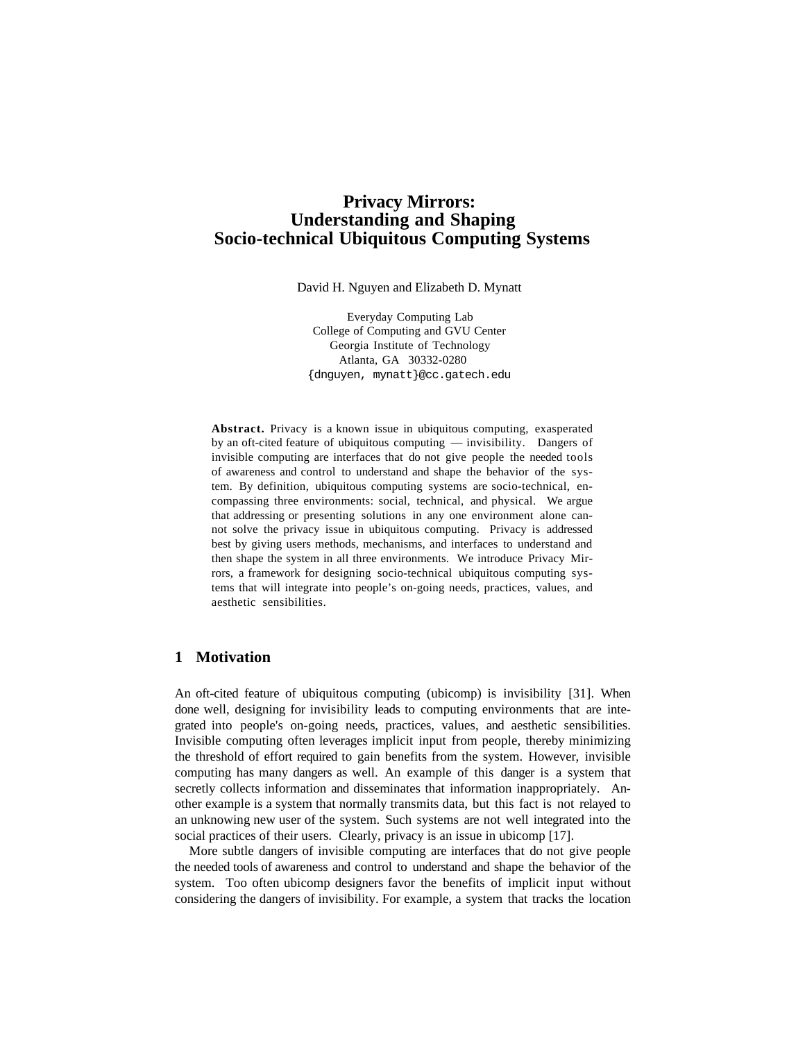# Privacy Mirrors: Understanding and Shaping Socio-technical Ubiquitous Computing Systems

David H. Nguyen and Elizabeth D. Mynatt

Everyday Computing Lab
College of Computing and GVU Center
Georgia Institute of Technology
Atlanta, GA 30332-0280
{dnguyen, mynatt}@cc.gatech.edu

**Abstract.** Privacy is a known issue in ubiquitous computing, exasperated by an oft-cited feature of ubiquitous computing — invisibility. Dangers of invisible computing are interfaces that do not give people the needed tools of awareness and control to understand and shape the behavior of the system. By definition, ubiquitous computing systems are socio-technical, encompassing three environments: social, technical, and physical. We argue that addressing or presenting solutions in any one environment alone cannot solve the privacy issue in ubiquitous computing. Privacy is addressed best by giving users methods, mechanisms, and interfaces to understand and then shape the system in all three environments. We introduce Privacy Mirrors, a framework for designing socio-technical ubiquitous computing systems that will integrate into people's on-going needs, practices, values, and aesthetic sensibilities.

## 1 Motivation

An oft-cited feature of ubiquitous computing (ubicomp) is invisibility [31]. When done well, designing for invisibility leads to computing environments that are integrated into people's on-going needs, practices, values, and aesthetic sensibilities. Invisible computing often leverages implicit input from people, thereby minimizing the threshold of effort required to gain benefits from the system. However, invisible computing has many dangers as well. An example of this danger is a system that secretly collects information and disseminates that information inappropriately. Another example is a system that normally transmits data, but this fact is not relayed to an unknowing new user of the system. Such systems are not well integrated into the social practices of their users. Clearly, privacy is an issue in ubicomp [17].

More subtle dangers of invisible computing are interfaces that do not give people the needed tools of awareness and control to understand and shape the behavior of the system. Too often ubicomp designers favor the benefits of implicit input without considering the dangers of invisibility. For example, a system that tracks the location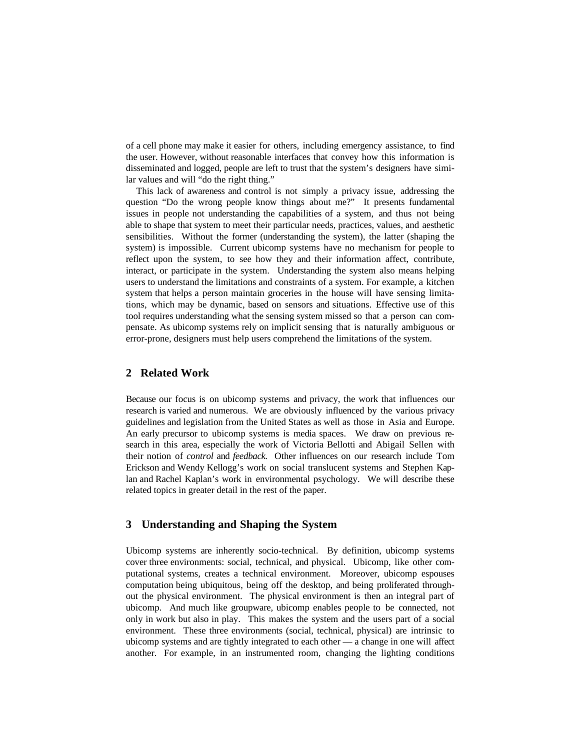of a cell phone may make it easier for others, including emergency assistance, to find the user. However, without reasonable interfaces that convey how this information is disseminated and logged, people are left to trust that the system's designers have similar values and will "do the right thing."

This lack of awareness and control is not simply a privacy issue, addressing the question "Do the wrong people know things about me?" It presents fundamental issues in people not understanding the capabilities of a system, and thus not being able to shape that system to meet their particular needs, practices, values, and aesthetic sensibilities. Without the former (understanding the system), the latter (shaping the system) is impossible. Current ubicomp systems have no mechanism for people to reflect upon the system, to see how they and their information affect, contribute, interact, or participate in the system. Understanding the system also means helping users to understand the limitations and constraints of a system. For example, a kitchen system that helps a person maintain groceries in the house will have sensing limitations, which may be dynamic, based on sensors and situations. Effective use of this tool requires understanding what the sensing system missed so that a person can compensate. As ubicomp systems rely on implicit sensing that is naturally ambiguous or error-prone, designers must help users comprehend the limitations of the system.

## 2 Related Work

Because our focus is on ubicomp systems and privacy, the work that influences our research is varied and numerous. We are obviously influenced by the various privacy guidelines and legislation from the United States as well as those in Asia and Europe. An early precursor to ubicomp systems is media spaces. We draw on previous research in this area, especially the work of Victoria Bellotti and Abigail Sellen with their notion of *control* and *feedback*. Other influences on our research include Tom Erickson and Wendy Kellogg's work on social translucent systems and Stephen Kaplan and Rachel Kaplan's work in environmental psychology. We will describe these related topics in greater detail in the rest of the paper.

## 3 Understanding and Shaping the System

Ubicomp systems are inherently socio-technical. By definition, ubicomp systems cover three environments: social, technical, and physical. Ubicomp, like other computational systems, creates a technical environment. Moreover, ubicomp espouses computation being ubiquitous, being off the desktop, and being proliferated throughout the physical environment. The physical environment is then an integral part of ubicomp. And much like groupware, ubicomp enables people to be connected, not only in work but also in play. This makes the system and the users part of a social environment. These three environments (social, technical, physical) are intrinsic to ubicomp systems and are tightly integrated to each other — a change in one will affect another. For example, in an instrumented room, changing the lighting conditions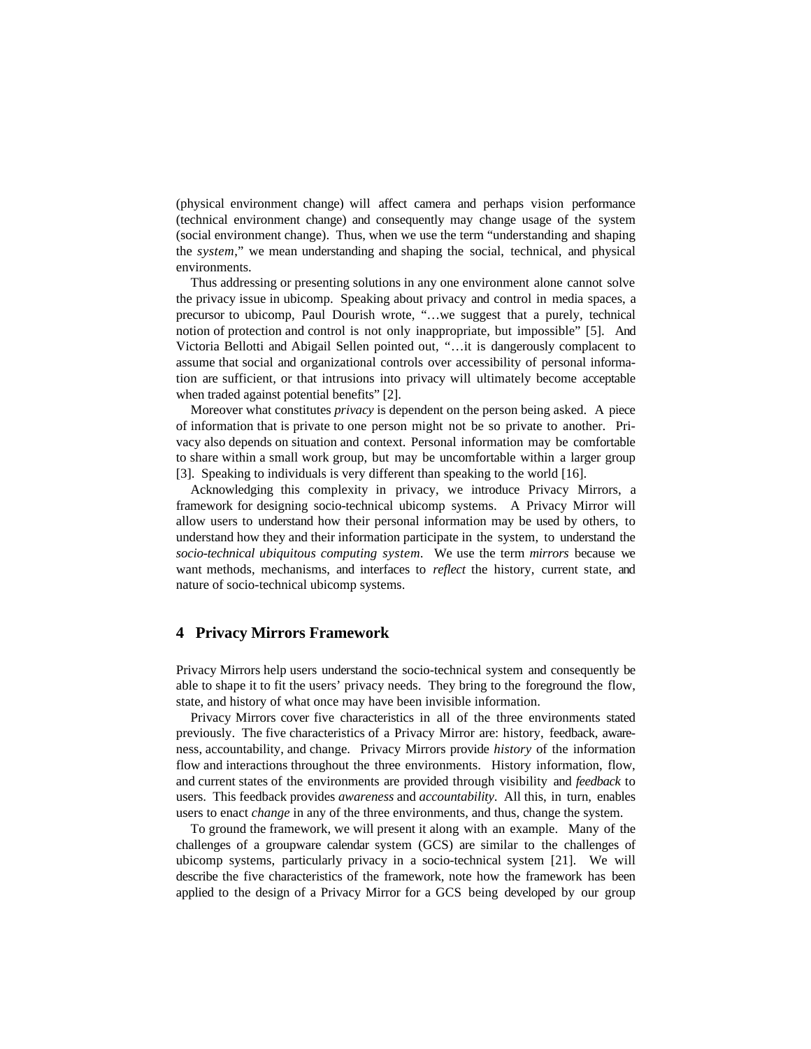(physical environment change) will affect camera and perhaps vision performance (technical environment change) and consequently may change usage of the system (social environment change). Thus, when we use the term "understanding and shaping the *system*," we mean understanding and shaping the social, technical, and physical environments.

Thus addressing or presenting solutions in any one environment alone cannot solve the privacy issue in ubicomp. Speaking about privacy and control in media spaces, a precursor to ubicomp, Paul Dourish wrote, "…we suggest that a purely, technical notion of protection and control is not only inappropriate, but impossible" [5]. And Victoria Bellotti and Abigail Sellen pointed out, "…it is dangerously complacent to assume that social and organizational controls over accessibility of personal information are sufficient, or that intrusions into privacy will ultimately become acceptable when traded against potential benefits" [2].

Moreover what constitutes *privacy* is dependent on the person being asked. A piece of information that is private to one person might not be so private to another. Privacy also depends on situation and context. Personal information may be comfortable to share within a small work group, but may be uncomfortable within a larger group [3]. Speaking to individuals is very different than speaking to the world [16].

Acknowledging this complexity in privacy, we introduce Privacy Mirrors, a framework for designing socio-technical ubicomp systems. A Privacy Mirror will allow users to understand how their personal information may be used by others, to understand how they and their information participate in the system, to understand the *socio-technical ubiquitous computing system*. We use the term *mirrors* because we want methods, mechanisms, and interfaces to *reflect* the history, current state, and nature of socio-technical ubicomp systems.

## 4 Privacy Mirrors Framework

Privacy Mirrors help users understand the socio-technical system and consequently be able to shape it to fit the users' privacy needs. They bring to the foreground the flow, state, and history of what once may have been invisible information.

Privacy Mirrors cover five characteristics in all of the three environments stated previously. The five characteristics of a Privacy Mirror are: history, feedback, awareness, accountability, and change. Privacy Mirrors provide *history* of the information flow and interactions throughout the three environments. History information, flow, and current states of the environments are provided through visibility and *feedback* to users. This feedback provides *awareness* and *accountability*. All this, in turn, enables users to enact *change* in any of the three environments, and thus, change the system.

To ground the framework, we will present it along with an example. Many of the challenges of a groupware calendar system (GCS) are similar to the challenges of ubicomp systems, particularly privacy in a socio-technical system [21]. We will describe the five characteristics of the framework, note how the framework has been applied to the design of a Privacy Mirror for a GCS being developed by our group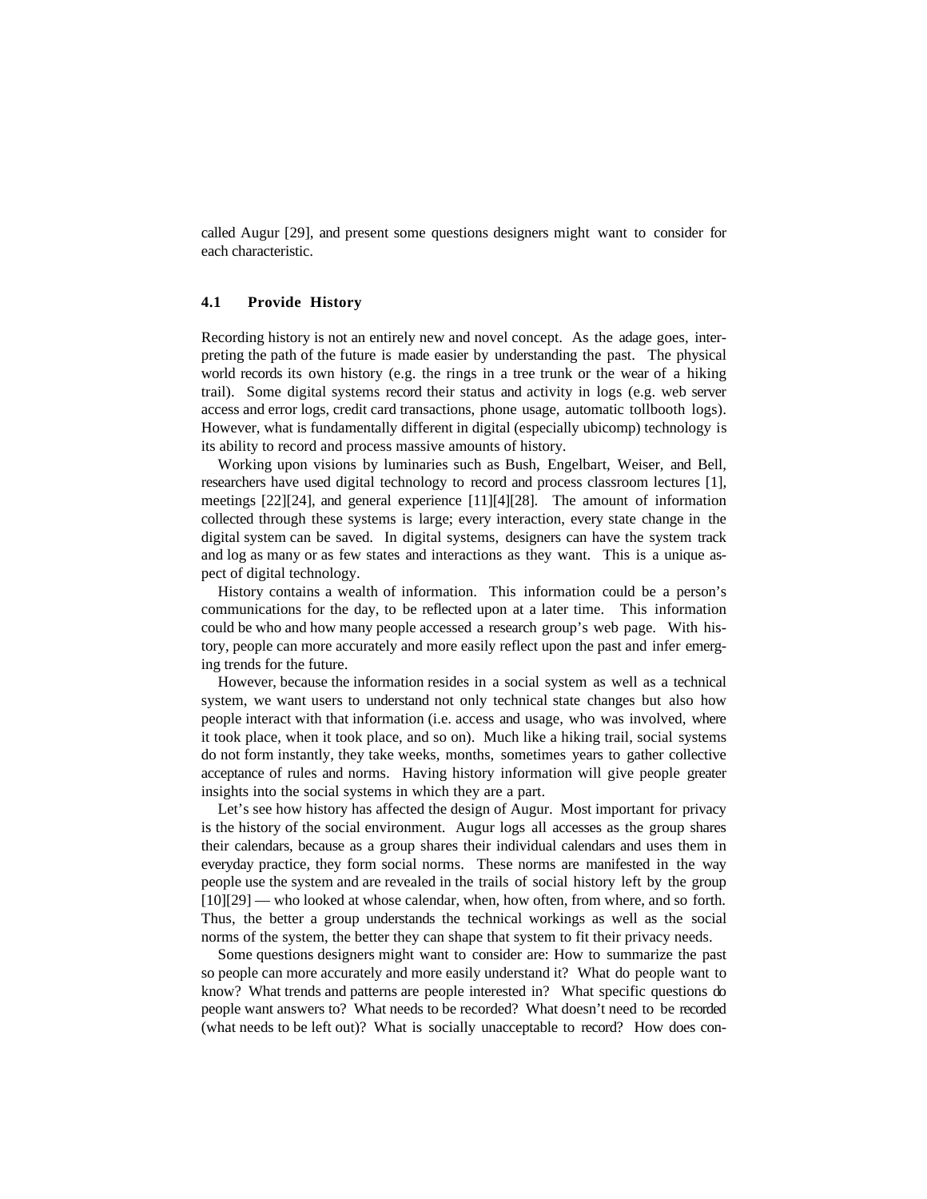called Augur [29], and present some questions designers might want to consider for each characteristic.

### 4.1 Provide History

Recording history is not an entirely new and novel concept. As the adage goes, interpreting the path of the future is made easier by understanding the past. The physical world records its own history (e.g. the rings in a tree trunk or the wear of a hiking trail). Some digital systems record their status and activity in logs (e.g. web server access and error logs, credit card transactions, phone usage, automatic tollbooth logs). However, what is fundamentally different in digital (especially ubicomp) technology is its ability to record and process massive amounts of history.

Working upon visions by luminaries such as Bush, Engelbart, Weiser, and Bell, researchers have used digital technology to record and process classroom lectures [1], meetings [22][24], and general experience [11][4][28]. The amount of information collected through these systems is large; every interaction, every state change in the digital system can be saved. In digital systems, designers can have the system track and log as many or as few states and interactions as they want. This is a unique aspect of digital technology.

History contains a wealth of information. This information could be a person's communications for the day, to be reflected upon at a later time. This information could be who and how many people accessed a research group's web page. With history, people can more accurately and more easily reflect upon the past and infer emerging trends for the future.

However, because the information resides in a social system as well as a technical system, we want users to understand not only technical state changes but also how people interact with that information (i.e. access and usage, who was involved, where it took place, when it took place, and so on). Much like a hiking trail, social systems do not form instantly, they take weeks, months, sometimes years to gather collective acceptance of rules and norms. Having history information will give people greater insights into the social systems in which they are a part.

Let's see how history has affected the design of Augur. Most important for privacy is the history of the social environment. Augur logs all accesses as the group shares their calendars, because as a group shares their individual calendars and uses them in everyday practice, they form social norms. These norms are manifested in the way people use the system and are revealed in the trails of social history left by the group [10][29] — who looked at whose calendar, when, how often, from where, and so forth. Thus, the better a group understands the technical workings as well as the social norms of the system, the better they can shape that system to fit their privacy needs.

Some questions designers might want to consider are: How to summarize the past so people can more accurately and more easily understand it? What do people want to know? What trends and patterns are people interested in? What specific questions do people want answers to? What needs to be recorded? What doesn't need to be recorded (what needs to be left out)? What is socially unacceptable to record? How does con-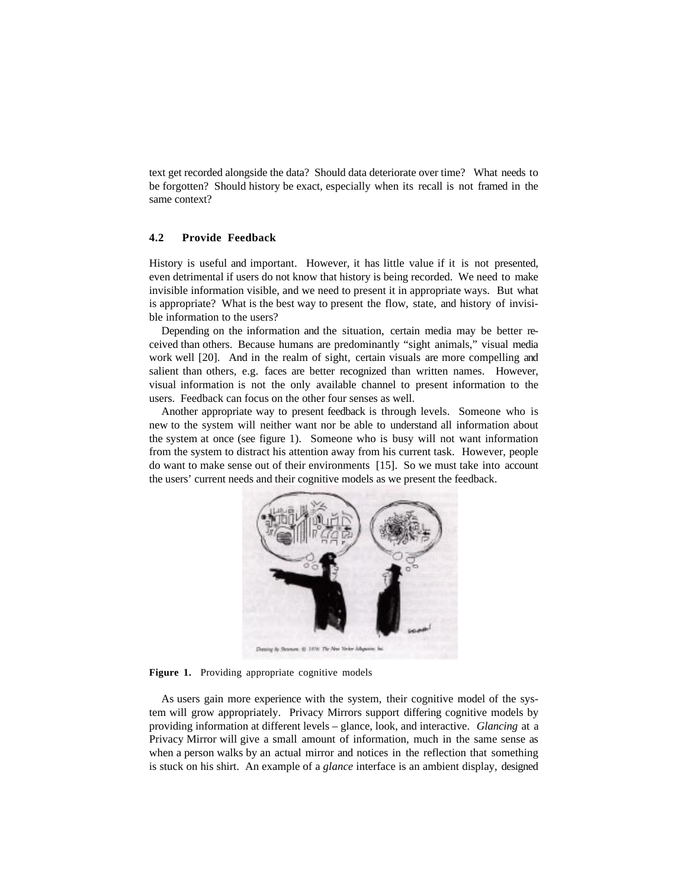text get recorded alongside the data? Should data deteriorate over time? What needs to be forgotten? Should history be exact, especially when its recall is not framed in the same context?

### 4.2 Provide Feedback

History is useful and important. However, it has little value if it is not presented, even detrimental if users do not know that history is being recorded. We need to make invisible information visible, and we need to present it in appropriate ways. But what is appropriate? What is the best way to present the flow, state, and history of invisible information to the users?

Depending on the information and the situation, certain media may be better received than others. Because humans are predominantly "sight animals," visual media work well [20]. And in the realm of sight, certain visuals are more compelling and salient than others, e.g. faces are better recognized than written names. However, visual information is not the only available channel to present information to the users. Feedback can focus on the other four senses as well.

Another appropriate way to present feedback is through levels. Someone who is new to the system will neither want nor be able to understand all information about the system at once (see figure 1). Someone who is busy will not want information from the system to distract his attention away from his current task. However, people do want to make sense out of their environments [15]. So we must take into account the users' current needs and their cognitive models as we present the feedback.

**Figure 1.** Providing appropriate cognitive models

As users gain more experience with the system, their cognitive model of the system will grow appropriately. Privacy Mirrors support differing cognitive models by providing information at different levels – glance, look, and interactive. *Glancing* at a Privacy Mirror will give a small amount of information, much in the same sense as when a person walks by an actual mirror and notices in the reflection that something is stuck on his shirt. An example of a *glance* interface is an ambient display, designed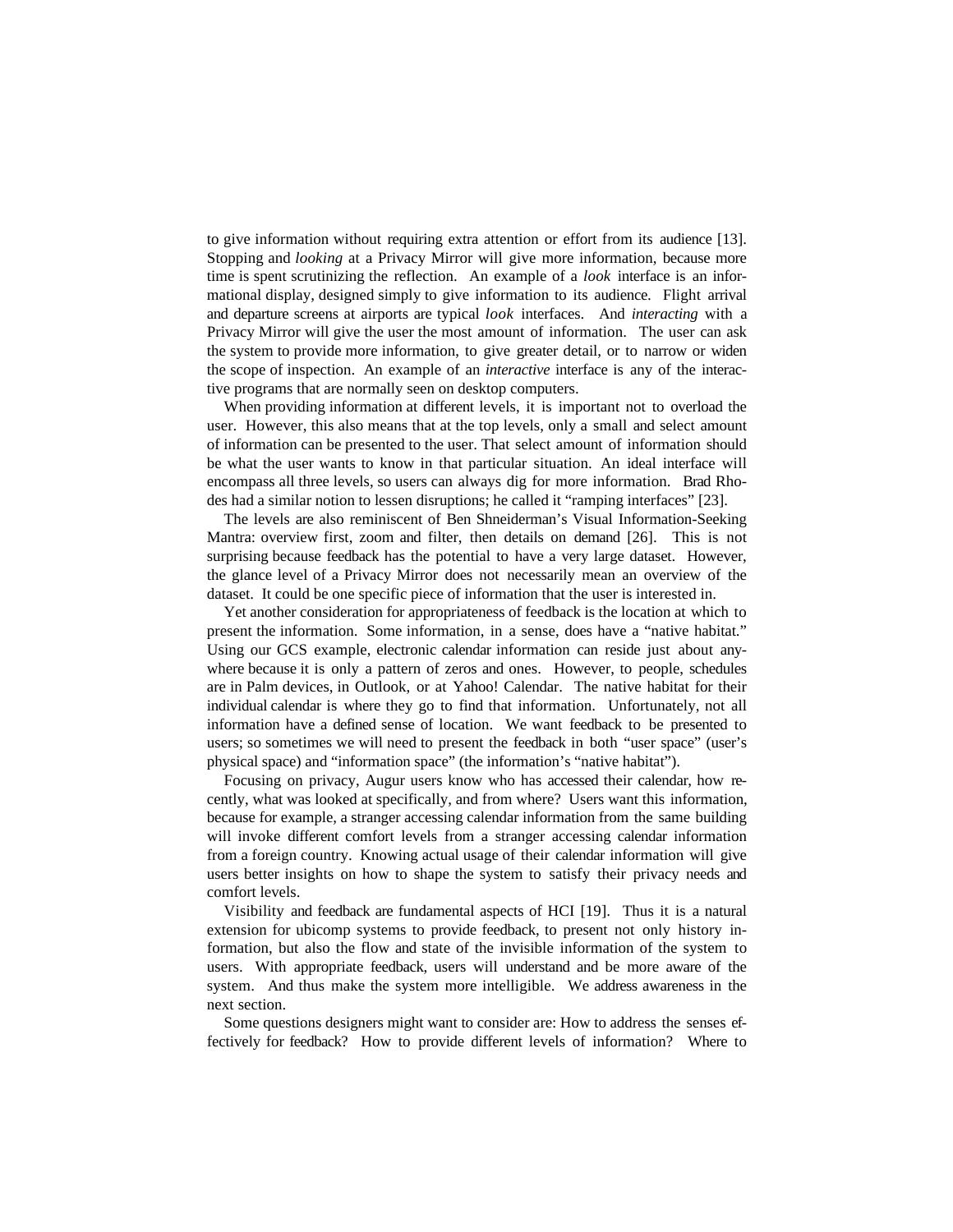to give information without requiring extra attention or effort from its audience [13]. Stopping and *looking* at a Privacy Mirror will give more information, because more time is spent scrutinizing the reflection. An example of a *look* interface is an informational display, designed simply to give information to its audience. Flight arrival and departure screens at airports are typical *look* interfaces. And *interacting* with a Privacy Mirror will give the user the most amount of information. The user can ask the system to provide more information, to give greater detail, or to narrow or widen the scope of inspection. An example of an *interactive* interface is any of the interactive programs that are normally seen on desktop computers.

When providing information at different levels, it is important not to overload the user. However, this also means that at the top levels, only a small and select amount of information can be presented to the user. That select amount of information should be what the user wants to know in that particular situation. An ideal interface will encompass all three levels, so users can always dig for more information. Brad Rhodes had a similar notion to lessen disruptions; he called it "ramping interfaces" [23].

The levels are also reminiscent of Ben Shneiderman's Visual Information-Seeking Mantra: overview first, zoom and filter, then details on demand [26]. This is not surprising because feedback has the potential to have a very large dataset. However, the glance level of a Privacy Mirror does not necessarily mean an overview of the dataset. It could be one specific piece of information that the user is interested in.

Yet another consideration for appropriateness of feedback is the location at which to present the information. Some information, in a sense, does have a "native habitat." Using our GCS example, electronic calendar information can reside just about anywhere because it is only a pattern of zeros and ones. However, to people, schedules are in Palm devices, in Outlook, or at Yahoo! Calendar. The native habitat for their individual calendar is where they go to find that information. Unfortunately, not all information have a defined sense of location. We want feedback to be presented to users; so sometimes we will need to present the feedback in both "user space" (user's physical space) and "information space" (the information's "native habitat").

Focusing on privacy, Augur users know who has accessed their calendar, how recently, what was looked at specifically, and from where? Users want this information, because for example, a stranger accessing calendar information from the same building will invoke different comfort levels from a stranger accessing calendar information from a foreign country. Knowing actual usage of their calendar information will give users better insights on how to shape the system to satisfy their privacy needs and comfort levels.

Visibility and feedback are fundamental aspects of HCI [19]. Thus it is a natural extension for ubicomp systems to provide feedback, to present not only history information, but also the flow and state of the invisible information of the system to users. With appropriate feedback, users will understand and be more aware of the system. And thus make the system more intelligible. We address awareness in the next section.

Some questions designers might want to consider are: How to address the senses effectively for feedback? How to provide different levels of information? Where to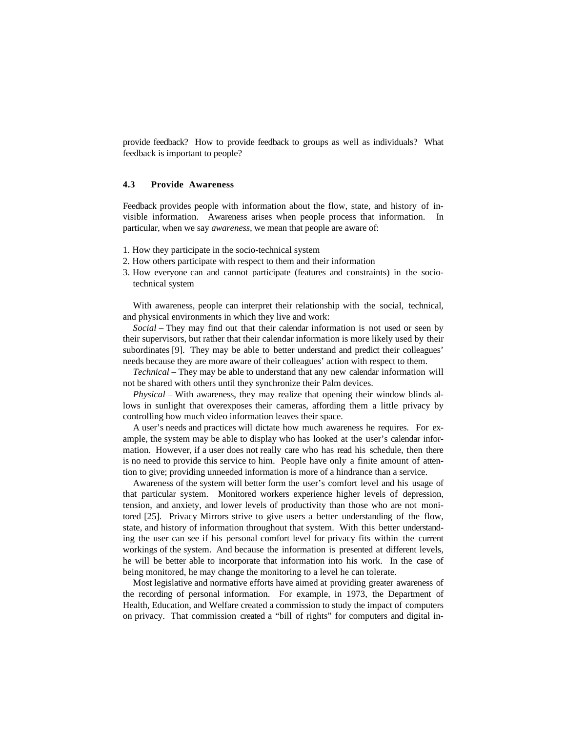provide feedback? How to provide feedback to groups as well as individuals? What feedback is important to people?

### 4.3 Provide Awareness

Feedback provides people with information about the flow, state, and history of invisible information. Awareness arises when people process that information. In particular, when we say *awareness,* we mean that people are aware of:

1. How they participate in the socio-technical system
2. How others participate with respect to them and their information
3. How everyone can and cannot participate (features and constraints) in the socio-technical system

With awareness, people can interpret their relationship with the social, technical, and physical environments in which they live and work:

*Social* – They may find out that their calendar information is not used or seen by their supervisors, but rather that their calendar information is more likely used by their subordinates [9]. They may be able to better understand and predict their colleagues' needs because they are more aware of their colleagues' action with respect to them.

*Technical* – They may be able to understand that any new calendar information will not be shared with others until they synchronize their Palm devices.

*Physical* – With awareness, they may realize that opening their window blinds allows in sunlight that overexposes their cameras, affording them a little privacy by controlling how much video information leaves their space.

A user's needs and practices will dictate how much awareness he requires. For example, the system may be able to display who has looked at the user's calendar information. However, if a user does not really care who has read his schedule, then there is no need to provide this service to him. People have only a finite amount of attention to give; providing unneeded information is more of a hindrance than a service.

Awareness of the system will better form the user's comfort level and his usage of that particular system. Monitored workers experience higher levels of depression, tension, and anxiety, and lower levels of productivity than those who are not monitored [25]. Privacy Mirrors strive to give users a better understanding of the flow, state, and history of information throughout that system. With this better understanding the user can see if his personal comfort level for privacy fits within the current workings of the system. And because the information is presented at different levels, he will be better able to incorporate that information into his work. In the case of being monitored, he may change the monitoring to a level he can tolerate.

Most legislative and normative efforts have aimed at providing greater awareness of the recording of personal information. For example, in 1973, the Department of Health, Education, and Welfare created a commission to study the impact of computers on privacy. That commission created a "bill of rights" for computers and digital in-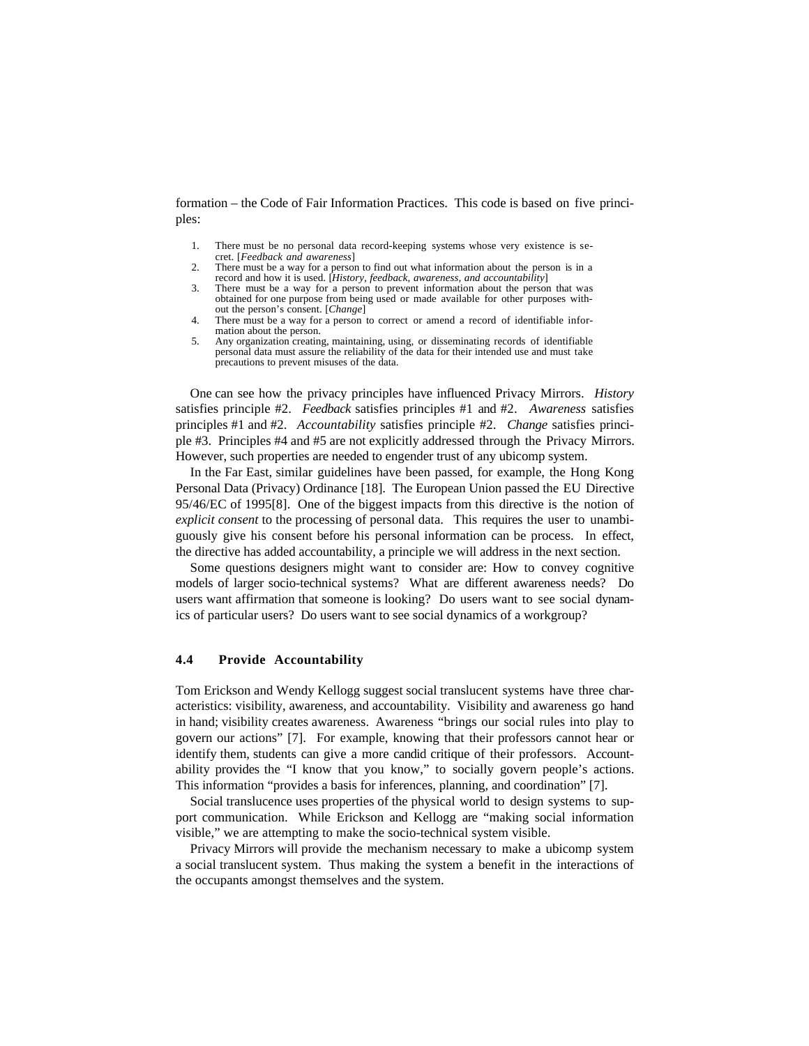formation – the Code of Fair Information Practices. This code is based on five principles:

1. There must be no personal data record-keeping systems whose very existence is secret. [*Feedback and awareness*]
2. There must be a way for a person to find out what information about the person is in a record and how it is used. [*History, feedback, awareness, and accountability*]
3. There must be a way for a person to prevent information about the person that was obtained for one purpose from being used or made available for other purposes without the person's consent. [*Change*]
4. There must be a way for a person to correct or amend a record of identifiable information about the person.
5. Any organization creating, maintaining, using, or disseminating records of identifiable personal data must assure the reliability of the data for their intended use and must take precautions to prevent misuses of the data.

One can see how the privacy principles have influenced Privacy Mirrors. *History* satisfies principle #2. *Feedback* satisfies principles #1 and #2. *Awareness* satisfies principles #1 and #2. *Accountability* satisfies principle #2. *Change* satisfies principle #3. Principles #4 and #5 are not explicitly addressed through the Privacy Mirrors. However, such properties are needed to engender trust of any ubicomp system.

In the Far East, similar guidelines have been passed, for example, the Hong Kong Personal Data (Privacy) Ordinance [18]. The European Union passed the EU Directive 95/46/EC of 1995[8]. One of the biggest impacts from this directive is the notion of *explicit consent* to the processing of personal data. This requires the user to unambiguously give his consent before his personal information can be process. In effect, the directive has added accountability, a principle we will address in the next section.

Some questions designers might want to consider are: How to convey cognitive models of larger socio-technical systems? What are different awareness needs? Do users want affirmation that someone is looking? Do users want to see social dynamics of particular users? Do users want to see social dynamics of a workgroup?

### 4.4 Provide Accountability

Tom Erickson and Wendy Kellogg suggest social translucent systems have three characteristics: visibility, awareness, and accountability. Visibility and awareness go hand in hand; visibility creates awareness. Awareness "brings our social rules into play to govern our actions" [7]. For example, knowing that their professors cannot hear or identify them, students can give a more candid critique of their professors. Accountability provides the "I know that you know," to socially govern people's actions. This information "provides a basis for inferences, planning, and coordination" [7].

Social translucence uses properties of the physical world to design systems to support communication. While Erickson and Kellogg are "making social information visible," we are attempting to make the socio-technical system visible.

Privacy Mirrors will provide the mechanism necessary to make a ubicomp system a social translucent system. Thus making the system a benefit in the interactions of the occupants amongst themselves and the system.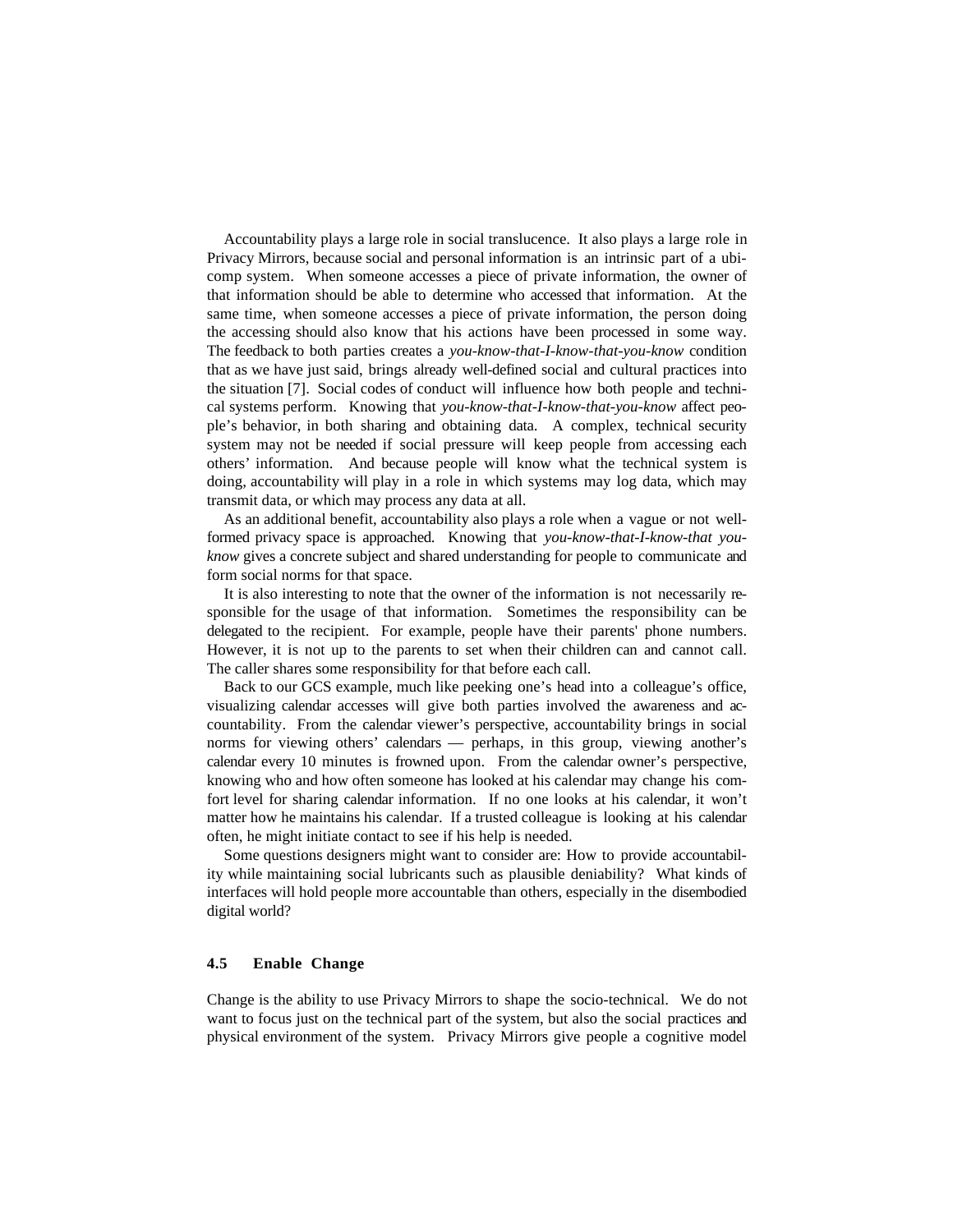Accountability plays a large role in social translucence. It also plays a large role in Privacy Mirrors, because social and personal information is an intrinsic part of a ubicomp system. When someone accesses a piece of private information, the owner of that information should be able to determine who accessed that information. At the same time, when someone accesses a piece of private information, the person doing the accessing should also know that his actions have been processed in some way. The feedback to both parties creates a *you-know-that-I-know-that-you-know* condition that as we have just said, brings already well-defined social and cultural practices into the situation [7]. Social codes of conduct will influence how both people and technical systems perform. Knowing that *you-know-that-I-know-that-you-know* affect people's behavior, in both sharing and obtaining data. A complex, technical security system may not be needed if social pressure will keep people from accessing each others' information. And because people will know what the technical system is doing, accountability will play in a role in which systems may log data, which may transmit data, or which may process any data at all.

As an additional benefit, accountability also plays a role when a vague or not well-formed privacy space is approached. Knowing that *you-know-that-I-know-that you-know* gives a concrete subject and shared understanding for people to communicate and form social norms for that space.

It is also interesting to note that the owner of the information is not necessarily responsible for the usage of that information. Sometimes the responsibility can be delegated to the recipient. For example, people have their parents' phone numbers. However, it is not up to the parents to set when their children can and cannot call. The caller shares some responsibility for that before each call.

Back to our GCS example, much like peeking one's head into a colleague's office, visualizing calendar accesses will give both parties involved the awareness and accountability. From the calendar viewer's perspective, accountability brings in social norms for viewing others' calendars — perhaps, in this group, viewing another's calendar every 10 minutes is frowned upon. From the calendar owner's perspective, knowing who and how often someone has looked at his calendar may change his comfort level for sharing calendar information. If no one looks at his calendar, it won't matter how he maintains his calendar. If a trusted colleague is looking at his calendar often, he might initiate contact to see if his help is needed.

Some questions designers might want to consider are: How to provide accountability while maintaining social lubricants such as plausible deniability? What kinds of interfaces will hold people more accountable than others, especially in the disembodied digital world?

### 4.5 Enable Change

Change is the ability to use Privacy Mirrors to shape the socio-technical. We do not want to focus just on the technical part of the system, but also the social practices and physical environment of the system. Privacy Mirrors give people a cognitive model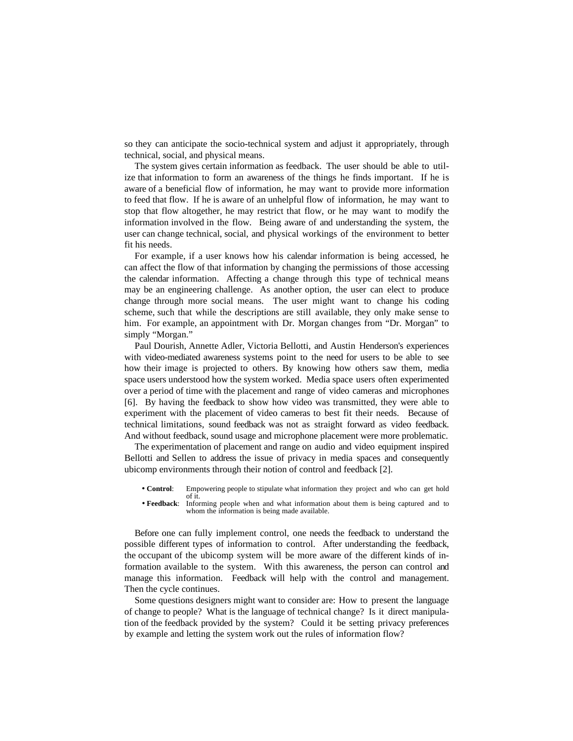so they can anticipate the socio-technical system and adjust it appropriately, through technical, social, and physical means.

The system gives certain information as feedback. The user should be able to utilize that information to form an awareness of the things he finds important. If he is aware of a beneficial flow of information, he may want to provide more information to feed that flow. If he is aware of an unhelpful flow of information, he may want to stop that flow altogether, he may restrict that flow, or he may want to modify the information involved in the flow. Being aware of and understanding the system, the user can change technical, social, and physical workings of the environment to better fit his needs.

For example, if a user knows how his calendar information is being accessed, he can affect the flow of that information by changing the permissions of those accessing the calendar information. Affecting a change through this type of technical means may be an engineering challenge. As another option, the user can elect to produce change through more social means. The user might want to change his coding scheme, such that while the descriptions are still available, they only make sense to him. For example, an appointment with Dr. Morgan changes from "Dr. Morgan" to simply "Morgan."

Paul Dourish, Annette Adler, Victoria Bellotti, and Austin Henderson's experiences with video-mediated awareness systems point to the need for users to be able to see how their image is projected to others. By knowing how others saw them, media space users understood how the system worked. Media space users often experimented over a period of time with the placement and range of video cameras and microphones [6]. By having the feedback to show how video was transmitted, they were able to experiment with the placement of video cameras to best fit their needs. Because of technical limitations, sound feedback was not as straight forward as video feedback. And without feedback, sound usage and microphone placement were more problematic.

The experimentation of placement and range on audio and video equipment inspired Bellotti and Sellen to address the issue of privacy in media spaces and consequently ubicomp environments through their notion of control and feedback [2].

- **Control**: Empowering people to stipulate what information they project and who can get hold of it.
- **Feedback**: Informing people when and what information about them is being captured and to whom the information is being made available.

Before one can fully implement control, one needs the feedback to understand the possible different types of information to control. After understanding the feedback, the occupant of the ubicomp system will be more aware of the different kinds of information available to the system. With this awareness, the person can control and manage this information. Feedback will help with the control and management. Then the cycle continues.

Some questions designers might want to consider are: How to present the language of change to people? What is the language of technical change? Is it direct manipulation of the feedback provided by the system? Could it be setting privacy preferences by example and letting the system work out the rules of information flow?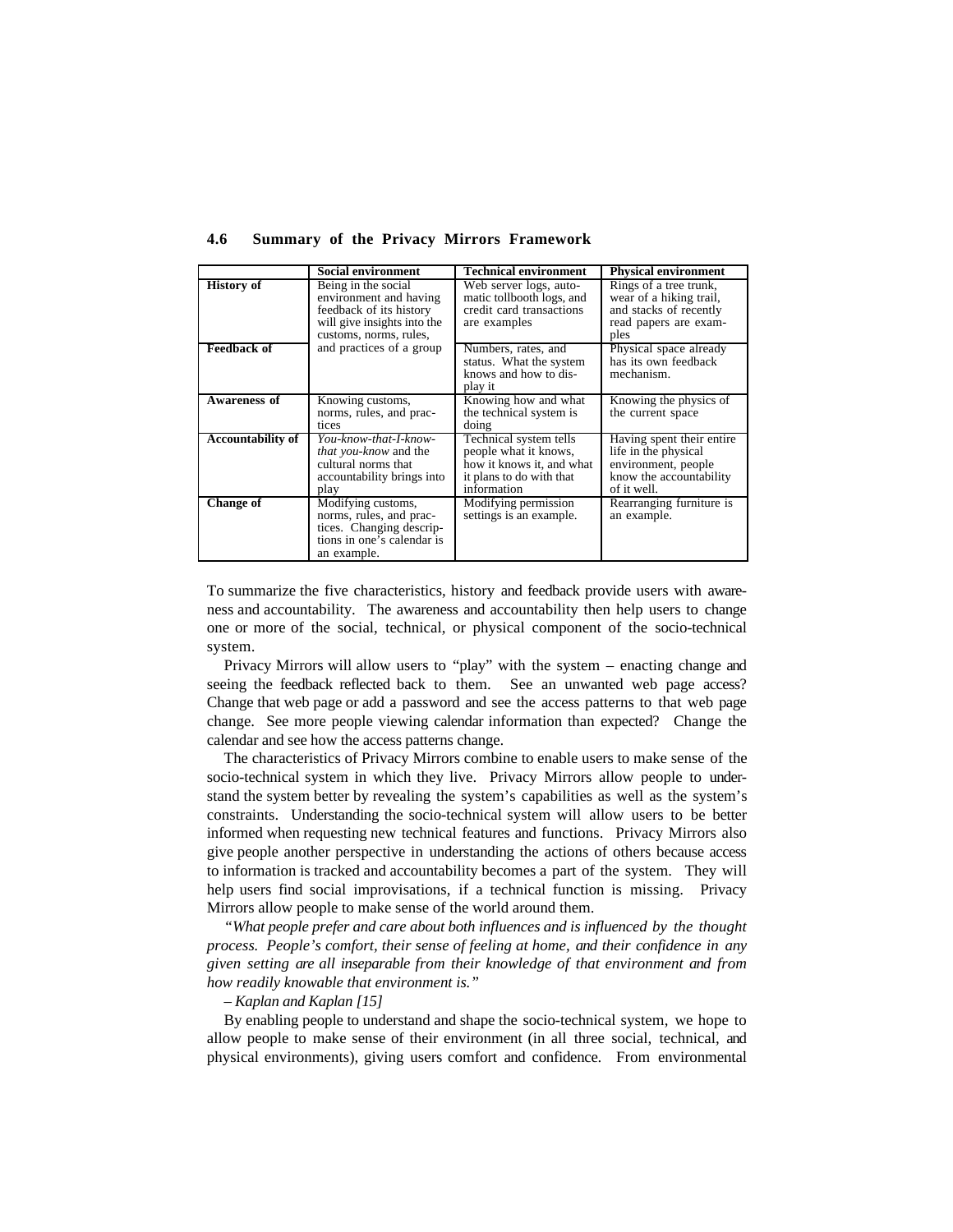### 4.6 Summary of the Privacy Mirrors Framework

| | Social environment | Technical environment | Physical environment |
|---|---|---|---|
| **History of** | Being in the social environment and having feedback of its history will give insights into the customs, norms, rules, and practices of a group | Web server logs, automatic tollbooth logs, and credit card transactions are examples | Rings of a tree trunk, wear of a hiking trail, and stacks of recently read papers are examples |
| **Feedback of** | | Numbers, rates, and status. What the system knows and how to display it | Physical space already has its own feedback mechanism. |
| **Awareness of** | Knowing customs, norms, rules, and practices | Knowing how and what the technical system is doing | Knowing the physics of the current space |
| **Accountability of** | *You-know-that-I-know-that you-know* and the cultural norms that accountability brings into play | Technical system tells people what it knows, how it knows it, and what it plans to do with that information | Having spent their entire life in the physical environment, people know the accountability of it well. |
| **Change of** | Modifying customs, norms, rules, and practices. Changing descriptions in one's calendar is an example. | Modifying permission settings is an example. | Rearranging furniture is an example. |

To summarize the five characteristics, history and feedback provide users with awareness and accountability. The awareness and accountability then help users to change one or more of the social, technical, or physical component of the socio-technical system.

Privacy Mirrors will allow users to "play" with the system – enacting change and seeing the feedback reflected back to them. See an unwanted web page access? Change that web page or add a password and see the access patterns to that web page change. See more people viewing calendar information than expected? Change the calendar and see how the access patterns change.

The characteristics of Privacy Mirrors combine to enable users to make sense of the socio-technical system in which they live. Privacy Mirrors allow people to understand the system better by revealing the system's capabilities as well as the system's constraints. Understanding the socio-technical system will allow users to be better informed when requesting new technical features and functions. Privacy Mirrors also give people another perspective in understanding the actions of others because access to information is tracked and accountability becomes a part of the system. They will help users find social improvisations, if a technical function is missing. Privacy Mirrors allow people to make sense of the world around them.

*"What people prefer and care about both influences and is influenced by the thought process. People's comfort, their sense of feeling at home, and their confidence in any given setting are all inseparable from their knowledge of that environment and from how readily knowable that environment is."*

*– Kaplan and Kaplan [15]*

By enabling people to understand and shape the socio-technical system, we hope to allow people to make sense of their environment (in all three social, technical, and physical environments), giving users comfort and confidence. From environmental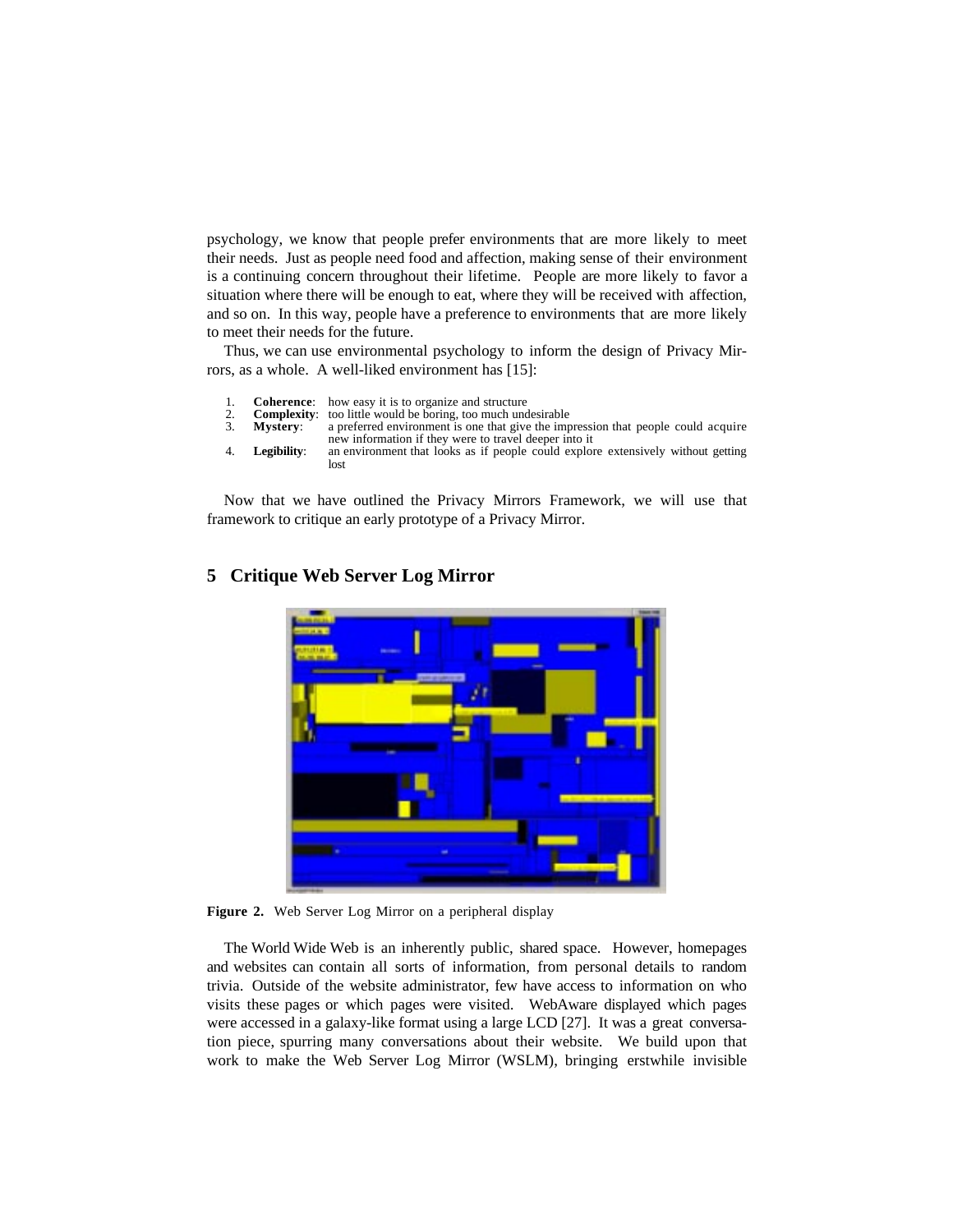psychology, we know that people prefer environments that are more likely to meet their needs. Just as people need food and affection, making sense of their environment is a continuing concern throughout their lifetime. People are more likely to favor a situation where there will be enough to eat, where they will be received with affection, and so on. In this way, people have a preference to environments that are more likely to meet their needs for the future.

Thus, we can use environmental psychology to inform the design of Privacy Mirrors, as a whole. A well-liked environment has [15]:

1. **Coherence**: how easy it is to organize and structure
2. **Complexity**: too little would be boring, too much undesirable
3. **Mystery**: a preferred environment is one that give the impression that people could acquire new information if they were to travel deeper into it
4. **Legibility**: an environment that looks as if people could explore extensively without getting lost

Now that we have outlined the Privacy Mirrors Framework, we will use that framework to critique an early prototype of a Privacy Mirror.

## 5 Critique Web Server Log Mirror

**Figure 2.** Web Server Log Mirror on a peripheral display

The World Wide Web is an inherently public, shared space. However, homepages and websites can contain all sorts of information, from personal details to random trivia. Outside of the website administrator, few have access to information on who visits these pages or which pages were visited. WebAware displayed which pages were accessed in a galaxy-like format using a large LCD [27]. It was a great conversation piece, spurring many conversations about their website. We build upon that work to make the Web Server Log Mirror (WSLM), bringing erstwhile invisible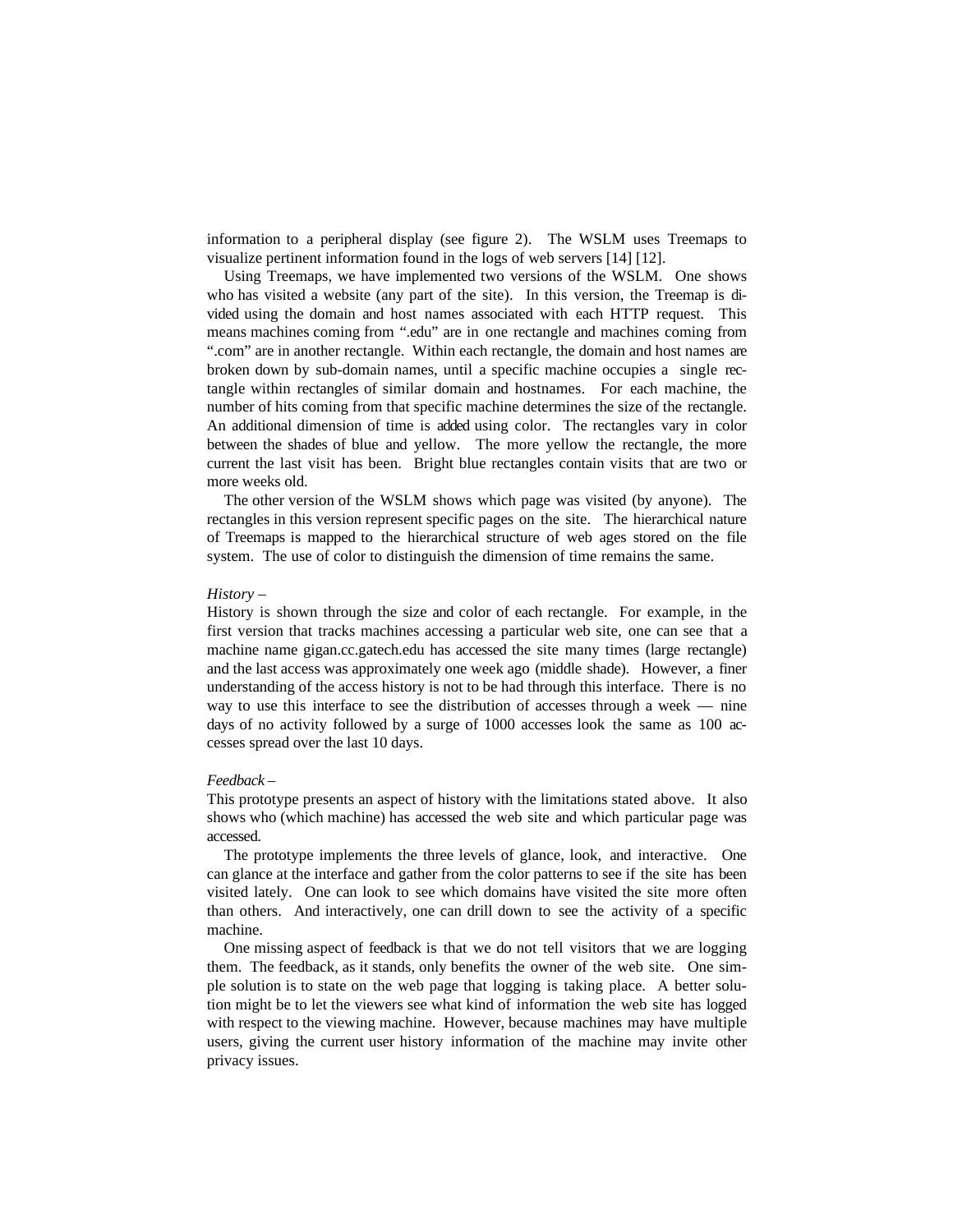information to a peripheral display (see figure 2). The WSLM uses Treemaps to visualize pertinent information found in the logs of web servers [14] [12].

Using Treemaps, we have implemented two versions of the WSLM. One shows who has visited a website (any part of the site). In this version, the Treemap is divided using the domain and host names associated with each HTTP request. This means machines coming from ".edu" are in one rectangle and machines coming from ".com" are in another rectangle. Within each rectangle, the domain and host names are broken down by sub-domain names, until a specific machine occupies a single rectangle within rectangles of similar domain and hostnames. For each machine, the number of hits coming from that specific machine determines the size of the rectangle. An additional dimension of time is added using color. The rectangles vary in color between the shades of blue and yellow. The more yellow the rectangle, the more current the last visit has been. Bright blue rectangles contain visits that are two or more weeks old.

The other version of the WSLM shows which page was visited (by anyone). The rectangles in this version represent specific pages on the site. The hierarchical nature of Treemaps is mapped to the hierarchical structure of web ages stored on the file system. The use of color to distinguish the dimension of time remains the same.

*History –*

History is shown through the size and color of each rectangle. For example, in the first version that tracks machines accessing a particular web site, one can see that a machine name gigan.cc.gatech.edu has accessed the site many times (large rectangle) and the last access was approximately one week ago (middle shade). However, a finer understanding of the access history is not to be had through this interface. There is no way to use this interface to see the distribution of accesses through a week — nine days of no activity followed by a surge of 1000 accesses look the same as 100 accesses spread over the last 10 days.

*Feedback –*

This prototype presents an aspect of history with the limitations stated above. It also shows who (which machine) has accessed the web site and which particular page was accessed.

The prototype implements the three levels of glance, look, and interactive. One can glance at the interface and gather from the color patterns to see if the site has been visited lately. One can look to see which domains have visited the site more often than others. And interactively, one can drill down to see the activity of a specific machine.

One missing aspect of feedback is that we do not tell visitors that we are logging them. The feedback, as it stands, only benefits the owner of the web site. One simple solution is to state on the web page that logging is taking place. A better solution might be to let the viewers see what kind of information the web site has logged with respect to the viewing machine. However, because machines may have multiple users, giving the current user history information of the machine may invite other privacy issues.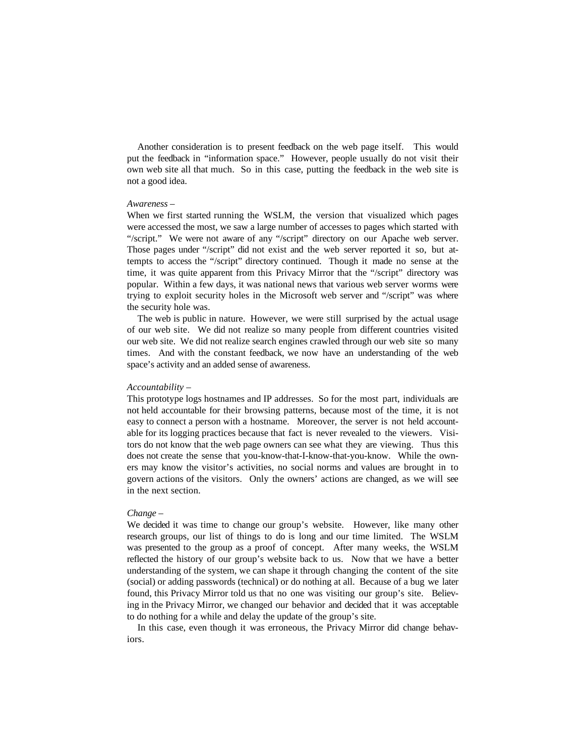Another consideration is to present feedback on the web page itself. This would put the feedback in "information space." However, people usually do not visit their own web site all that much. So in this case, putting the feedback in the web site is not a good idea.

*Awareness* –
When we first started running the WSLM, the version that visualized which pages were accessed the most, we saw a large number of accesses to pages which started with "/script." We were not aware of any "/script" directory on our Apache web server. Those pages under "/script" did not exist and the web server reported it so, but attempts to access the "/script" directory continued. Though it made no sense at the time, it was quite apparent from this Privacy Mirror that the "/script" directory was popular. Within a few days, it was national news that various web server worms were trying to exploit security holes in the Microsoft web server and "/script" was where the security hole was.

The web is public in nature. However, we were still surprised by the actual usage of our web site. We did not realize so many people from different countries visited our web site. We did not realize search engines crawled through our web site so many times. And with the constant feedback, we now have an understanding of the web space's activity and an added sense of awareness.

*Accountability* –
This prototype logs hostnames and IP addresses. So for the most part, individuals are not held accountable for their browsing patterns, because most of the time, it is not easy to connect a person with a hostname. Moreover, the server is not held accountable for its logging practices because that fact is never revealed to the viewers. Visitors do not know that the web page owners can see what they are viewing. Thus this does not create the sense that you-know-that-I-know-that-you-know. While the owners may know the visitor's activities, no social norms and values are brought in to govern actions of the visitors. Only the owners' actions are changed, as we will see in the next section.

*Change* –
We decided it was time to change our group's website. However, like many other research groups, our list of things to do is long and our time limited. The WSLM was presented to the group as a proof of concept. After many weeks, the WSLM reflected the history of our group's website back to us. Now that we have a better understanding of the system, we can shape it through changing the content of the site (social) or adding passwords (technical) or do nothing at all. Because of a bug we later found, this Privacy Mirror told us that no one was visiting our group's site. Believing in the Privacy Mirror, we changed our behavior and decided that it was acceptable to do nothing for a while and delay the update of the group's site.

In this case, even though it was erroneous, the Privacy Mirror did change behaviors.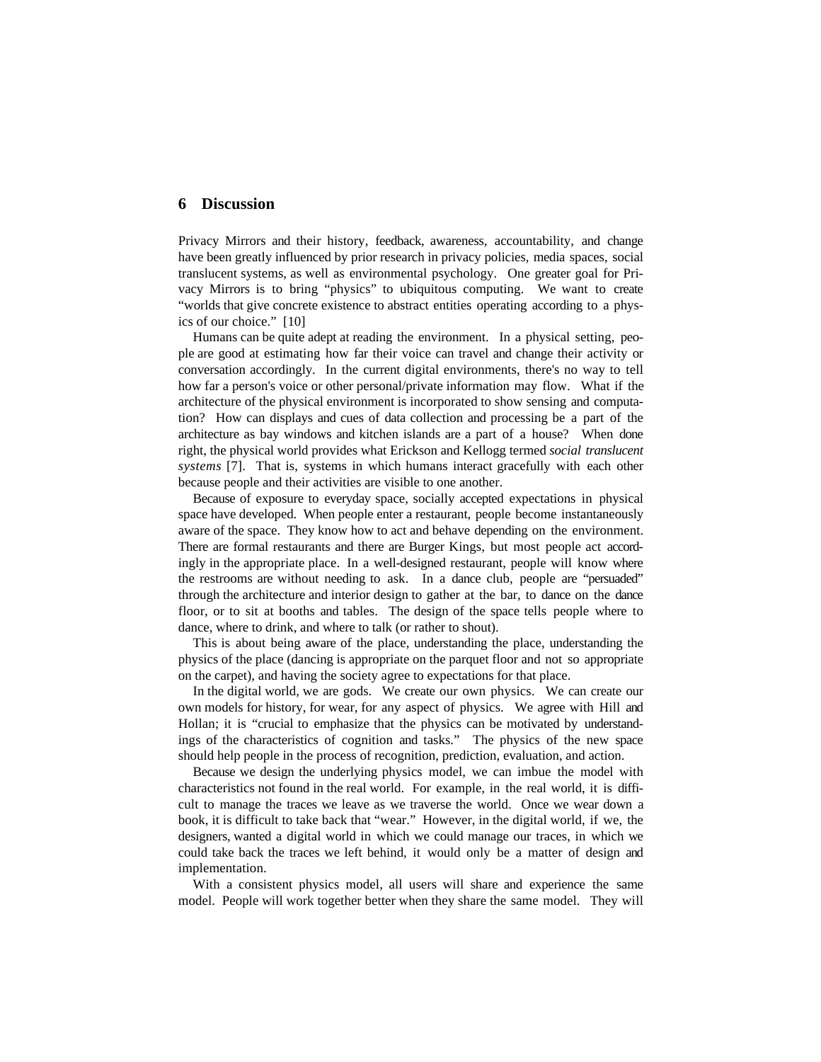## 6 Discussion

Privacy Mirrors and their history, feedback, awareness, accountability, and change have been greatly influenced by prior research in privacy policies, media spaces, social translucent systems, as well as environmental psychology. One greater goal for Privacy Mirrors is to bring "physics" to ubiquitous computing. We want to create "worlds that give concrete existence to abstract entities operating according to a physics of our choice." [10]

Humans can be quite adept at reading the environment. In a physical setting, people are good at estimating how far their voice can travel and change their activity or conversation accordingly. In the current digital environments, there's no way to tell how far a person's voice or other personal/private information may flow. What if the architecture of the physical environment is incorporated to show sensing and computation? How can displays and cues of data collection and processing be a part of the architecture as bay windows and kitchen islands are a part of a house? When done right, the physical world provides what Erickson and Kellogg termed *social translucent systems* [7]. That is, systems in which humans interact gracefully with each other because people and their activities are visible to one another.

Because of exposure to everyday space, socially accepted expectations in physical space have developed. When people enter a restaurant, people become instantaneously aware of the space. They know how to act and behave depending on the environment. There are formal restaurants and there are Burger Kings, but most people act accordingly in the appropriate place. In a well-designed restaurant, people will know where the restrooms are without needing to ask. In a dance club, people are "persuaded" through the architecture and interior design to gather at the bar, to dance on the dance floor, or to sit at booths and tables. The design of the space tells people where to dance, where to drink, and where to talk (or rather to shout).

This is about being aware of the place, understanding the place, understanding the physics of the place (dancing is appropriate on the parquet floor and not so appropriate on the carpet), and having the society agree to expectations for that place.

In the digital world, we are gods. We create our own physics. We can create our own models for history, for wear, for any aspect of physics. We agree with Hill and Hollan; it is "crucial to emphasize that the physics can be motivated by understandings of the characteristics of cognition and tasks." The physics of the new space should help people in the process of recognition, prediction, evaluation, and action.

Because we design the underlying physics model, we can imbue the model with characteristics not found in the real world. For example, in the real world, it is difficult to manage the traces we leave as we traverse the world. Once we wear down a book, it is difficult to take back that "wear." However, in the digital world, if we, the designers, wanted a digital world in which we could manage our traces, in which we could take back the traces we left behind, it would only be a matter of design and implementation.

With a consistent physics model, all users will share and experience the same model. People will work together better when they share the same model. They will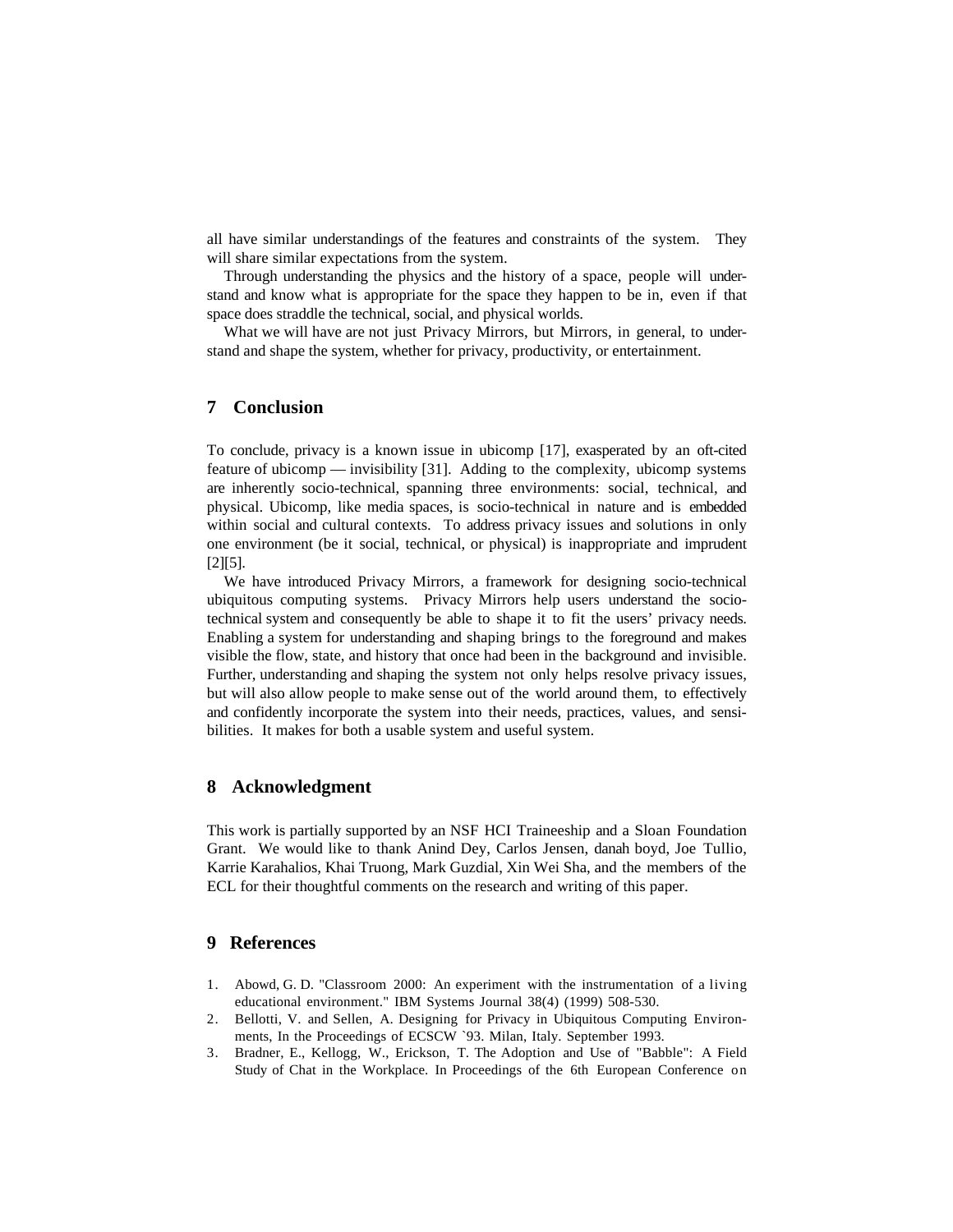all have similar understandings of the features and constraints of the system. They will share similar expectations from the system.

Through understanding the physics and the history of a space, people will understand and know what is appropriate for the space they happen to be in, even if that space does straddle the technical, social, and physical worlds.

What we will have are not just Privacy Mirrors, but Mirrors, in general, to understand and shape the system, whether for privacy, productivity, or entertainment.

## 7 Conclusion

To conclude, privacy is a known issue in ubicomp [17], exasperated by an oft-cited feature of ubicomp — invisibility [31]. Adding to the complexity, ubicomp systems are inherently socio-technical, spanning three environments: social, technical, and physical. Ubicomp, like media spaces, is socio-technical in nature and is embedded within social and cultural contexts. To address privacy issues and solutions in only one environment (be it social, technical, or physical) is inappropriate and imprudent [2][5].

We have introduced Privacy Mirrors, a framework for designing socio-technical ubiquitous computing systems. Privacy Mirrors help users understand the socio-technical system and consequently be able to shape it to fit the users' privacy needs. Enabling a system for understanding and shaping brings to the foreground and makes visible the flow, state, and history that once had been in the background and invisible. Further, understanding and shaping the system not only helps resolve privacy issues, but will also allow people to make sense out of the world around them, to effectively and confidently incorporate the system into their needs, practices, values, and sensibilities. It makes for both a usable system and useful system.

## 8 Acknowledgment

This work is partially supported by an NSF HCI Traineeship and a Sloan Foundation Grant. We would like to thank Anind Dey, Carlos Jensen, danah boyd, Joe Tullio, Karrie Karahalios, Khai Truong, Mark Guzdial, Xin Wei Sha, and the members of the ECL for their thoughtful comments on the research and writing of this paper.

## 9 References

1. Abowd, G. D. "Classroom 2000: An experiment with the instrumentation of a living educational environment." IBM Systems Journal 38(4) (1999) 508-530.
2. Bellotti, V. and Sellen, A. Designing for Privacy in Ubiquitous Computing Environments, In the Proceedings of ECSCW `93. Milan, Italy. September 1993.
3. Bradner, E., Kellogg, W., Erickson, T. The Adoption and Use of "Babble": A Field Study of Chat in the Workplace. In Proceedings of the 6th European Conference on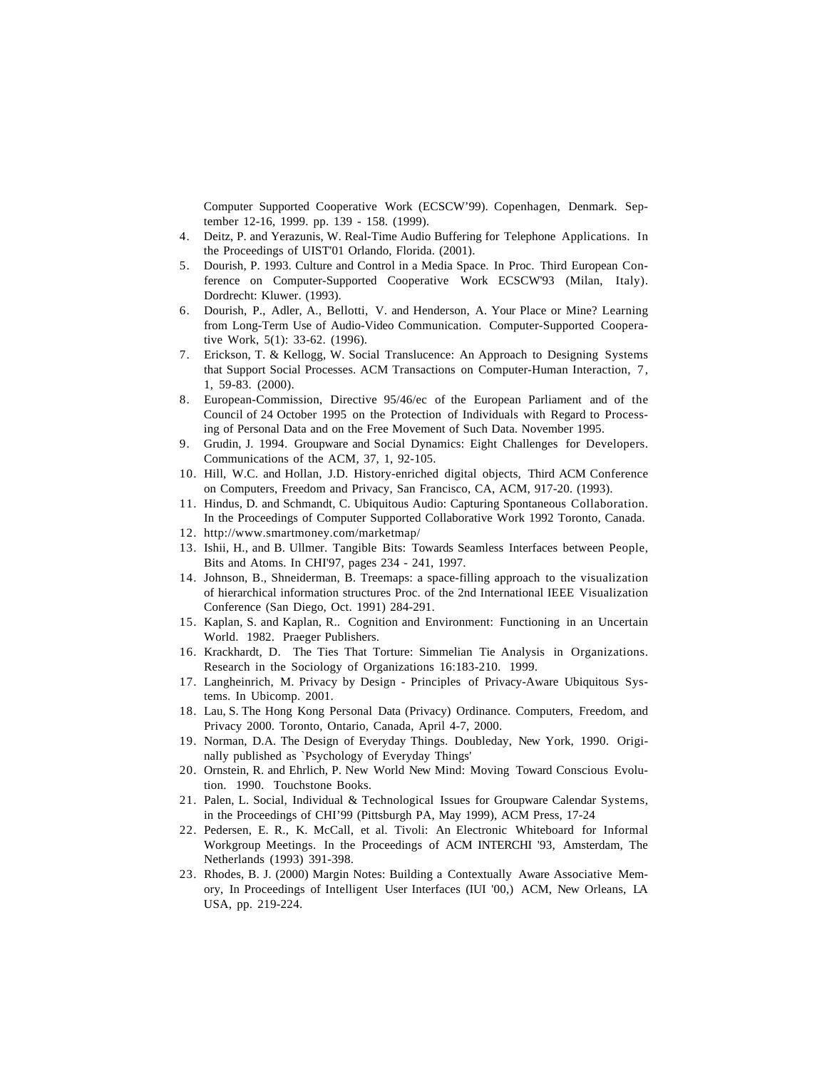Computer Supported Cooperative Work (ECSCW'99). Copenhagen, Denmark. September 12-16, 1999. pp. 139 - 158. (1999).

4. Deitz, P. and Yerazunis, W. Real-Time Audio Buffering for Telephone Applications. In the Proceedings of UIST'01 Orlando, Florida. (2001).
5. Dourish, P. 1993. Culture and Control in a Media Space. In Proc. Third European Conference on Computer-Supported Cooperative Work ECSCW'93 (Milan, Italy). Dordrecht: Kluwer. (1993).
6. Dourish, P., Adler, A., Bellotti, V. and Henderson, A. Your Place or Mine? Learning from Long-Term Use of Audio-Video Communication. Computer-Supported Cooperative Work, 5(1): 33-62. (1996).
7. Erickson, T. & Kellogg, W. Social Translucence: An Approach to Designing Systems that Support Social Processes. ACM Transactions on Computer-Human Interaction, 7, 1, 59-83. (2000).
8. European-Commission, Directive 95/46/ec of the European Parliament and of the Council of 24 October 1995 on the Protection of Individuals with Regard to Processing of Personal Data and on the Free Movement of Such Data. November 1995.
9. Grudin, J. 1994. Groupware and Social Dynamics: Eight Challenges for Developers. Communications of the ACM, 37, 1, 92-105.
10. Hill, W.C. and Hollan, J.D. History-enriched digital objects, Third ACM Conference on Computers, Freedom and Privacy, San Francisco, CA, ACM, 917-20. (1993).
11. Hindus, D. and Schmandt, C. Ubiquitous Audio: Capturing Spontaneous Collaboration. In the Proceedings of Computer Supported Collaborative Work 1992 Toronto, Canada.
12. http://www.smartmoney.com/marketmap/
13. Ishii, H., and B. Ullmer. Tangible Bits: Towards Seamless Interfaces between People, Bits and Atoms. In CHI'97, pages 234 - 241, 1997.
14. Johnson, B., Shneiderman, B. Treemaps: a space-filling approach to the visualization of hierarchical information structures Proc. of the 2nd International IEEE Visualization Conference (San Diego, Oct. 1991) 284-291.
15. Kaplan, S. and Kaplan, R.. Cognition and Environment: Functioning in an Uncertain World. 1982. Praeger Publishers.
16. Krackhardt, D. The Ties That Torture: Simmelian Tie Analysis in Organizations. Research in the Sociology of Organizations 16:183-210. 1999.
17. Langheinrich, M. Privacy by Design - Principles of Privacy-Aware Ubiquitous Systems. In Ubicomp. 2001.
18. Lau, S. The Hong Kong Personal Data (Privacy) Ordinance. Computers, Freedom, and Privacy 2000. Toronto, Ontario, Canada, April 4-7, 2000.
19. Norman, D.A. The Design of Everyday Things. Doubleday, New York, 1990. Originally published as `Psychology of Everyday Things'
20. Ornstein, R. and Ehrlich, P. New World New Mind: Moving Toward Conscious Evolution. 1990. Touchstone Books.
21. Palen, L. Social, Individual & Technological Issues for Groupware Calendar Systems, in the Proceedings of CHI'99 (Pittsburgh PA, May 1999), ACM Press, 17-24
22. Pedersen, E. R., K. McCall, et al. Tivoli: An Electronic Whiteboard for Informal Workgroup Meetings. In the Proceedings of ACM INTERCHI '93, Amsterdam, The Netherlands (1993) 391-398.
23. Rhodes, B. J. (2000) Margin Notes: Building a Contextually Aware Associative Memory, In Proceedings of Intelligent User Interfaces (IUI '00,) ACM, New Orleans, LA USA, pp. 219-224.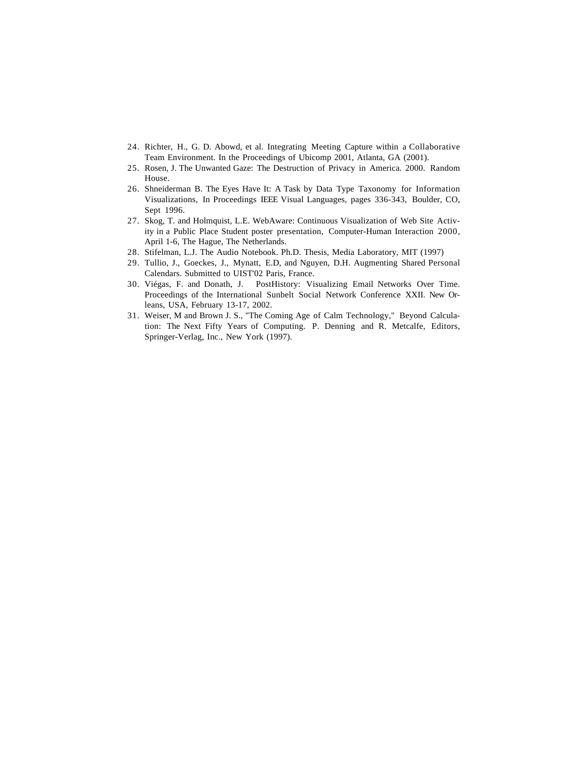24. Richter, H., G. D. Abowd, et al. Integrating Meeting Capture within a Collaborative Team Environment. In the Proceedings of Ubicomp 2001, Atlanta, GA (2001).
25. Rosen, J. The Unwanted Gaze: The Destruction of Privacy in America. 2000. Random House.
26. Shneiderman B. The Eyes Have It: A Task by Data Type Taxonomy for Information Visualizations, In Proceedings IEEE Visual Languages, pages 336-343, Boulder, CO, Sept 1996.
27. Skog, T. and Holmquist, L.E. WebAware: Continuous Visualization of Web Site Activity in a Public Place Student poster presentation, Computer-Human Interaction 2000, April 1-6, The Hague, The Netherlands.
28. Stifelman, L.J. The Audio Notebook. Ph.D. Thesis, Media Laboratory, MIT (1997)
29. Tullio, J., Goeckes, J., Mynatt, E.D, and Nguyen, D.H. Augmenting Shared Personal Calendars. Submitted to UIST'02 Paris, France.
30. Viégas, F. and Donath, J. PostHistory: Visualizing Email Networks Over Time. Proceedings of the International Sunbelt Social Network Conference XXII. New Orleans, USA, February 13-17, 2002.
31. Weiser, M and Brown J. S., "The Coming Age of Calm Technology," Beyond Calculation: The Next Fifty Years of Computing. P. Denning and R. Metcalfe, Editors, Springer-Verlag, Inc., New York (1997).